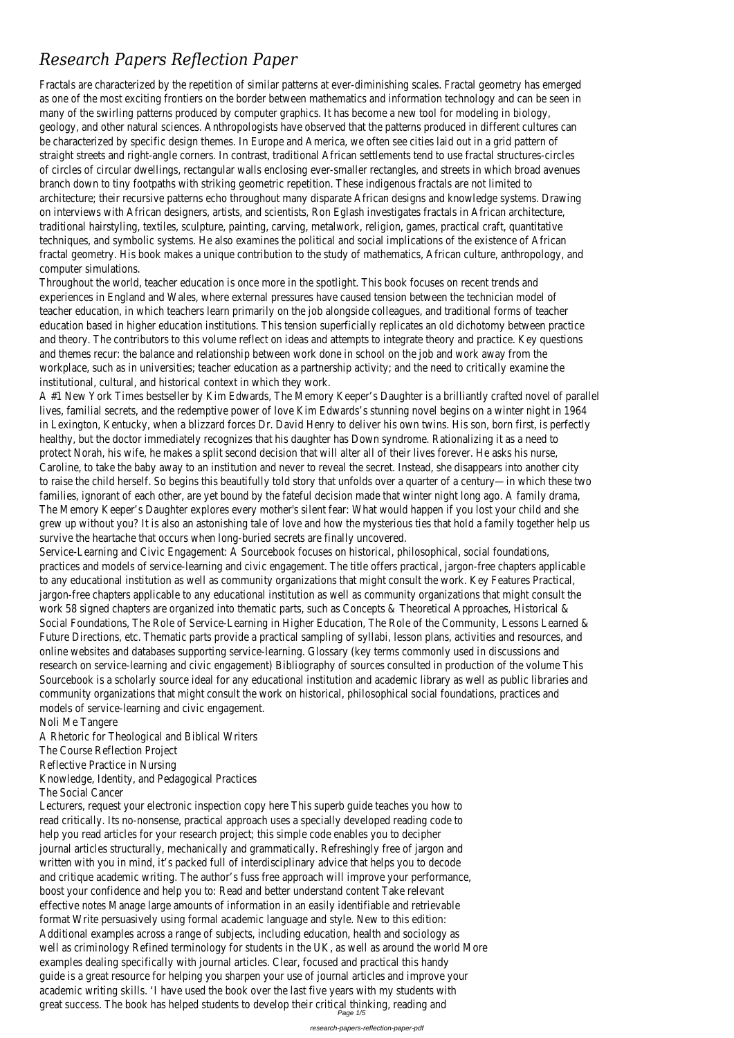# *Research Papers Reflection Paper*

Fractals are characterized by the repetition of similar patterns at ever-diminishing scales. Fractal geometry has emerged as one of the most exciting frontiers on the border between mathematics and information technology and can be seen in many of the swirling patterns produced by computer graphics. It has become a new tool for modeling in biology, geology, and other natural sciences. Anthropologists have observed that the patterns produced in different cultures can be characterized by specific design themes. In Europe and America, we often see cities laid out in a grid pattern of straight streets and right-angle corners. In contrast, traditional African settlements tend to use fractal structures-circles of circles of circular dwellings, rectangular walls enclosing ever-smaller rectangles, and streets in which broad avenues branch down to tiny footpaths with striking geometric repetition. These indigenous fractals are not limited to architecture; their recursive patterns echo throughout many disparate African designs and knowledge systems. Drawing on interviews with African designers, artists, and scientists, Ron Eglash investigates fractals in African architecture, traditional hairstyling, textiles, sculpture, painting, carving, metalwork, religion, games, practical craft, quantitative techniques, and symbolic systems. He also examines the political and social implications of the existence of African fractal geometry. His book makes a unique contribution to the study of mathematics, African culture, anthropology, and computer simulations.

Throughout the world, teacher education is once more in the spotlight. This book focuses on recent trends and experiences in England and Wales, where external pressures have caused tension between the technician model of teacher education, in which teachers learn primarily on the job alongside colleagues, and traditional forms of teacher education based in higher education institutions. This tension superficially replicates an old dichotomy between practice and theory. The contributors to this volume reflect on ideas and attempts to integrate theory and practice. Key questions and themes recur: the balance and relationship between work done in school on the job and work away from the workplace, such as in universities; teacher education as a partnership activity; and the need to critically examine the institutional, cultural, and historical context in which they work.

A #1 New York Times bestseller by Kim Edwards, The Memory Keeper's Daughter is a brilliantly crafted novel of parallel lives, familial secrets, and the redemptive power of love Kim Edwards's stunning novel begins on a winter night in 1964 in Lexington, Kentucky, when a blizzard forces Dr. David Henry to deliver his own twins. His son, born first, is perfectly healthy, but the doctor immediately recognizes that his daughter has Down syndrome. Rationalizing it as a need to protect Norah, his wife, he makes a split second decision that will alter all of their lives forever. He asks his nurse, Caroline, to take the baby away to an institution and never to reveal the secret. Instead, she disappears into another city to raise the child herself. So begins this beautifully told story that unfolds over a quarter of a century—in which these two families, ignorant of each other, are yet bound by the fateful decision made that winter night long ago. A family drama, The Memory Keeper's Daughter explores every mother's silent fear: What would happen if you lost your child and she grew up without you? It is also an astonishing tale of love and how the mysterious ties that hold a family together help us survive the heartache that occurs when long-buried secrets are finally uncovered.

Service-Learning and Civic Engagement: A Sourcebook focuses on historical, philosophical, social foundations, practices and models of service-learning and civic engagement. The title offers practical, jargon-free chapters applicable to any educational institution as well as community organizations that might consult the work. Key Features Practical, jargon-free chapters applicable to any educational institution as well as community organizations that might consult the work 58 signed chapters are organized into thematic parts, such as Concepts & Theoretical Approaches, Historical & Social Foundations, The Role of Service-Learning in Higher Education, The Role of the Community, Lessons Learned & Future Directions, etc. Thematic parts provide a practical sampling of syllabi, lesson plans, activities and resources, and online websites and databases supporting service-learning. Glossary (key terms commonly used in discussions and research on service-learning and civic engagement) Bibliography of sources consulted in production of the volume This Sourcebook is a scholarly source ideal for any educational institution and academic library as well as public libraries and community organizations that might consult the work on historical, philosophical social foundations, practices and models of service-learning and civic engagement.

Noli Me Tangere

A Rhetoric for Theological and Biblical Writers

The Course Reflection Project

Reflective Practice in Nursing

Knowledge, Identity, and Pedagogical Practices

The Social Cancer

Lecturers, request your electronic inspection copy here This superb guide teaches you how to read critically. Its no-nonsense, practical approach uses a specially developed reading code to help you read articles for your research project; this simple code enables you to decipher journal articles structurally, mechanically and grammatically. Refreshingly free of jargon and written with you in mind, it's packed full of interdisciplinary advice that helps you to decode and critique academic writing. The author's fuss free approach will improve your performance, boost your confidence and help you to: Read and better understand content Take relevant effective notes Manage large amounts of information in an easily identifiable and retrievable format Write persuasively using formal academic language and style. New to this edition: Additional examples across a range of subjects, including education, health and sociology as well as criminology Refined terminology for students in the UK, as well as around the world More examples dealing specifically with journal articles. Clear, focused and practical this handy guide is a great resource for helping you sharpen your use of journal articles and improve your academic writing skills. 'I have used the book over the last five years with my students with great success. The book has helped students to develop their critical thinking, reading and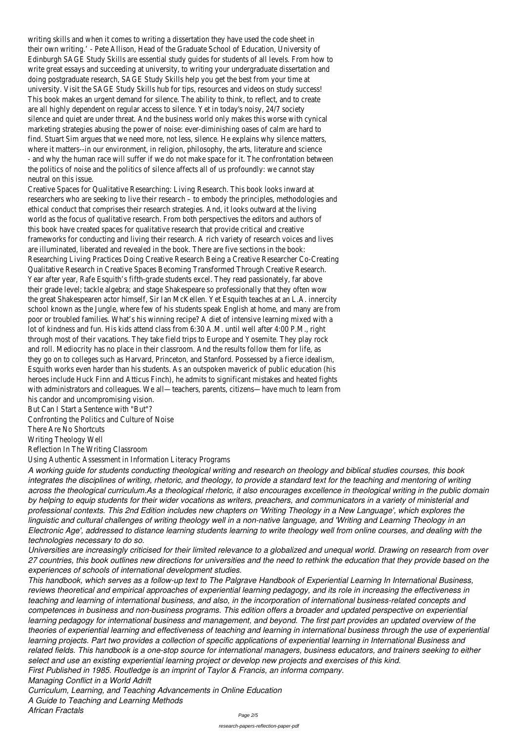writing skills and when it comes to writing a dissertation they have used the code sheet in their own writing.' - Pete Allison, Head of the Graduate School of Education, University of Edinburgh SAGE Study Skills are essential study guides for students of all levels. From how to write great essays and succeeding at university, to writing your undergraduate dissertation and doing postgraduate research, SAGE Study Skills help you get the best from your time at university. Visit the SAGE Study Skills hub for tips, resources and videos on study success! This book makes an urgent demand for silence. The ability to think, to reflect, and to create are all highly dependent on regular access to silence. Yet in today's noisy, 24/7 society silence and quiet are under threat. And the business world only makes this worse with cynical marketing strategies abusing the power of noise: ever-diminishing oases of calm are hard to find. Stuart Sim argues that we need more, not less, silence. He explains why silence matters, where it matters--in our environment, in religion, philosophy, the arts, literature and science - and why the human race will suffer if we do not make space for it. The confrontation between the politics of noise and the politics of silence affects all of us profoundly: we cannot stay neutral on this issue.

Creative Spaces for Qualitative Researching: Living Research. This book looks inward at researchers who are seeking to live their research – to embody the principles, methodologies and ethical conduct that comprises their research strategies. And, it looks outward at the living world as the focus of qualitative research. From both perspectives the editors and authors of this book have created spaces for qualitative research that provide critical and creative frameworks for conducting and living their research. A rich variety of research voices and lives are illuminated, liberated and revealed in the book. There are five sections in the book: Researching Living Practices Doing Creative Research Being a Creative Researcher Co-Creating Qualitative Research in Creative Spaces Becoming Transformed Through Creative Research. Year after year, Rafe Esquith's fifth-grade students excel. They read passionately, far above their grade level; tackle algebra; and stage Shakespeare so professionally that they often wow the great Shakespearen actor himself, Sir Ian McKellen. Yet Esquith teaches at an L.A. innercity school known as the Jungle, where few of his students speak English at home, and many are from poor or troubled families. What's his winning recipe? A diet of intensive learning mixed with a lot of kindness and fun. His kids attend class from 6:30 A.M. until well after 4:00 P.M., right through most of their vacations. They take field trips to Europe and Yosemite. They play rock and roll. Mediocrity has no place in their classroom. And the results follow them for life, as they go on to colleges such as Harvard, Princeton, and Stanford. Possessed by a fierce idealism, Esquith works even harder than his students. As an outspoken maverick of public education (his heroes include Huck Finn and Atticus Finch), he admits to significant mistakes and heated fights with administrators and colleagues. We all—teachers, parents, citizens—have much to learn from his candor and uncompromising vision.

But Can I Start a Sentence with "But"?

Confronting the Politics and Culture of Noise

There Are No Shortcuts

Writing Theology Well

Reflection In The Writing Classroom

Using Authentic Assessment in Information Literacy Programs

*A working guide for students conducting theological writing and research on theology and biblical studies courses, this book integrates the disciplines of writing, rhetoric, and theology, to provide a standard text for the teaching and mentoring of writing across the theological curriculum.As a theological rhetoric, it also encourages excellence in theological writing in the public domain by helping to equip students for their wider vocations as writers, preachers, and communicators in a variety of ministerial and professional contexts. This 2nd Edition includes new chapters on 'Writing Theology in a New Language', which explores the linguistic and cultural challenges of writing theology well in a non-native language, and 'Writing and Learning Theology in an Electronic Age', addressed to distance learning students learning to write theology well from online courses, and dealing with the technologies necessary to do so.*

*Universities are increasingly criticised for their limited relevance to a globalized and unequal world. Drawing on research from over 27 countries, this book outlines new directions for universities and the need to rethink the education that they provide based on the experiences of schools of international development studies.*

*This handbook, which serves as a follow-up text to The Palgrave Handbook of Experiential Learning In International Business, reviews theoretical and empirical approaches of experiential learning pedagogy, and its role in increasing the effectiveness in teaching and learning of international business, and also, in the incorporation of international business-related concepts and competences in business and non-business programs. This edition offers a broader and updated perspective on experiential learning pedagogy for international business and management, and beyond. The first part provides an updated overview of the theories of experiential learning and effectiveness of teaching and learning in international business through the use of experiential learning projects. Part two provides a collection of specific applications of experiential learning in International Business and related fields. This handbook is a one-stop source for international managers, business educators, and trainers seeking to either select and use an existing experiential learning project or develop new projects and exercises of this kind.*

*First Published in 1985. Routledge is an imprint of Taylor & Francis, an informa company.*

*Managing Conflict in a World Adrift*

*Curriculum, Learning, and Teaching Advancements in Online Education*

*A Guide to Teaching and Learning Methods*

*African Fractals*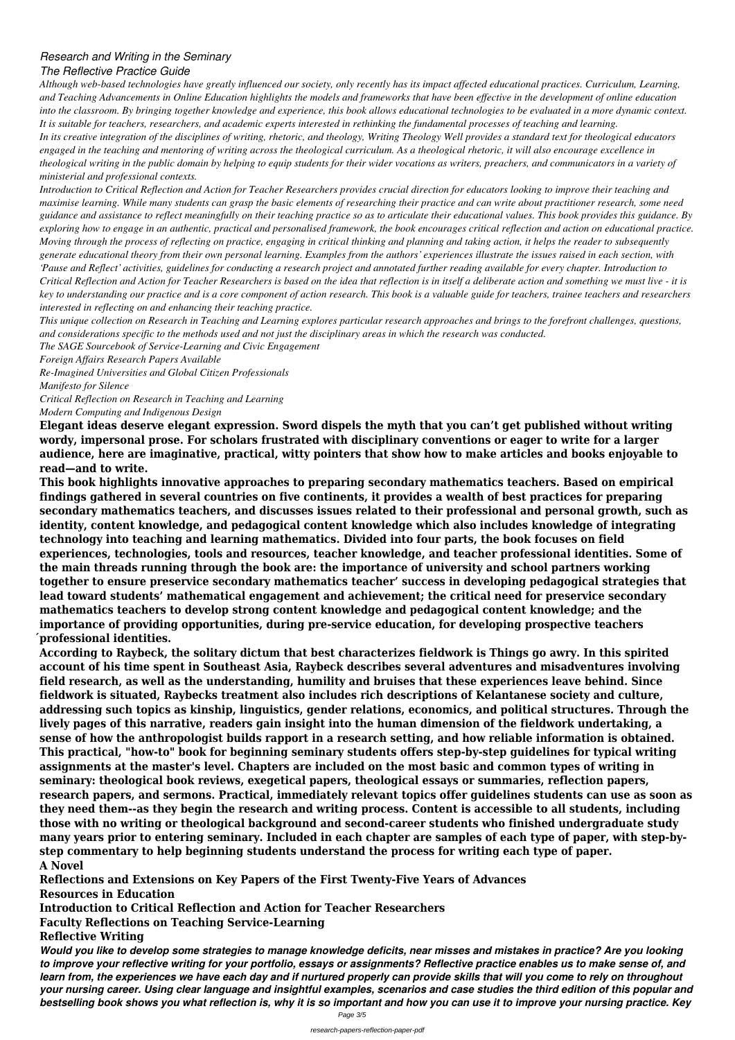*Research and Writing in the Seminary*
*The Reflective Practice Guide*

*Although web-based technologies have greatly influenced our society, only recently has its impact affected educational practices. Curriculum, Learning, and Teaching Advancements in Online Education highlights the models and frameworks that have been effective in the development of online education into the classroom. By bringing together knowledge and experience, this book allows educational technologies to be evaluated in a more dynamic context. It is suitable for teachers, researchers, and academic experts interested in rethinking the fundamental processes of teaching and learning.*

*In its creative integration of the disciplines of writing, rhetoric, and theology, Writing Theology Well provides a standard text for theological educators engaged in the teaching and mentoring of writing across the theological curriculum. As a theological rhetoric, it will also encourage excellence in theological writing in the public domain by helping to equip students for their wider vocations as writers, preachers, and communicators in a variety of ministerial and professional contexts.*

*Introduction to Critical Reflection and Action for Teacher Researchers provides crucial direction for educators looking to improve their teaching and maximise learning. While many students can grasp the basic elements of researching their practice and can write about practitioner research, some need guidance and assistance to reflect meaningfully on their teaching practice so as to articulate their educational values. This book provides this guidance. By exploring how to engage in an authentic, practical and personalised framework, the book encourages critical reflection and action on educational practice. Moving through the process of reflecting on practice, engaging in critical thinking and planning and taking action, it helps the reader to subsequently generate educational theory from their own personal learning. Examples from the authors' experiences illustrate the issues raised in each section, with 'Pause and Reflect' activities, guidelines for conducting a research project and annotated further reading available for every chapter. Introduction to Critical Reflection and Action for Teacher Researchers is based on the idea that reflection is in itself a deliberate action and something we must live - it is key to understanding our practice and is a core component of action research. This book is a valuable guide for teachers, trainee teachers and researchers interested in reflecting on and enhancing their teaching practice.*

*This unique collection on Research in Teaching and Learning explores particular research approaches and brings to the forefront challenges, questions, and considerations specific to the methods used and not just the disciplinary areas in which the research was conducted.*

*The SAGE Sourcebook of Service-Learning and Civic Engagement*

*Foreign Affairs Research Papers Available*

*Re-Imagined Universities and Global Citizen Professionals*

*Manifesto for Silence*

*Critical Reflection on Research in Teaching and Learning*

*Modern Computing and Indigenous Design*

**Elegant ideas deserve elegant expression. Sword dispels the myth that you can't get published without writing wordy, impersonal prose. For scholars frustrated with disciplinary conventions or eager to write for a larger audience, here are imaginative, practical, witty pointers that show how to make articles and books enjoyable to read—and to write.**

**This book highlights innovative approaches to preparing secondary mathematics teachers. Based on empirical findings gathered in several countries on five continents, it provides a wealth of best practices for preparing secondary mathematics teachers, and discusses issues related to their professional and personal growth, such as identity, content knowledge, and pedagogical content knowledge which also includes knowledge of integrating technology into teaching and learning mathematics. Divided into four parts, the book focuses on field experiences, technologies, tools and resources, teacher knowledge, and teacher professional identities. Some of the main threads running through the book are: the importance of university and school partners working together to ensure preservice secondary mathematics teacher' success in developing pedagogical strategies that lead toward students' mathematical engagement and achievement; the critical need for preservice secondary mathematics teachers to develop strong content knowledge and pedagogical content knowledge; and the importance of providing opportunities, during pre-service education, for developing prospective teachers ́professional identities.**

**According to Raybeck, the solitary dictum that best characterizes fieldwork is Things go awry. In this spirited account of his time spent in Southeast Asia, Raybeck describes several adventures and misadventures involving field research, as well as the understanding, humility and bruises that these experiences leave behind. Since fieldwork is situated, Raybecks treatment also includes rich descriptions of Kelantanese society and culture, addressing such topics as kinship, linguistics, gender relations, economics, and political structures. Through the lively pages of this narrative, readers gain insight into the human dimension of the fieldwork undertaking, a sense of how the anthropologist builds rapport in a research setting, and how reliable information is obtained.**

**This practical, "how-to" book for beginning seminary students offers step-by-step guidelines for typical writing assignments at the master's level. Chapters are included on the most basic and common types of writing in seminary: theological book reviews, exegetical papers, theological essays or summaries, reflection papers, research papers, and sermons. Practical, immediately relevant topics offer guidelines students can use as soon as they need them--as they begin the research and writing process. Content is accessible to all students, including those with no writing or theological background and second-career students who finished undergraduate study many years prior to entering seminary. Included in each chapter are samples of each type of paper, with step-by-step commentary to help beginning students understand the process for writing each type of paper.**

**A Novel**

**Reflections and Extensions on Key Papers of the First Twenty-Five Years of Advances**

**Resources in Education**

**Introduction to Critical Reflection and Action for Teacher Researchers**

**Faculty Reflections on Teaching Service-Learning**

**Reflective Writing**

***Would you like to develop some strategies to manage knowledge deficits, near misses and mistakes in practice? Are you looking to improve your reflective writing for your portfolio, essays or assignments? Reflective practice enables us to make sense of, and learn from, the experiences we have each day and if nurtured properly can provide skills that will you come to rely on throughout your nursing career. Using clear language and insightful examples, scenarios and case studies the third edition of this popular and bestselling book shows you what reflection is, why it is so important and how you can use it to improve your nursing practice. Key***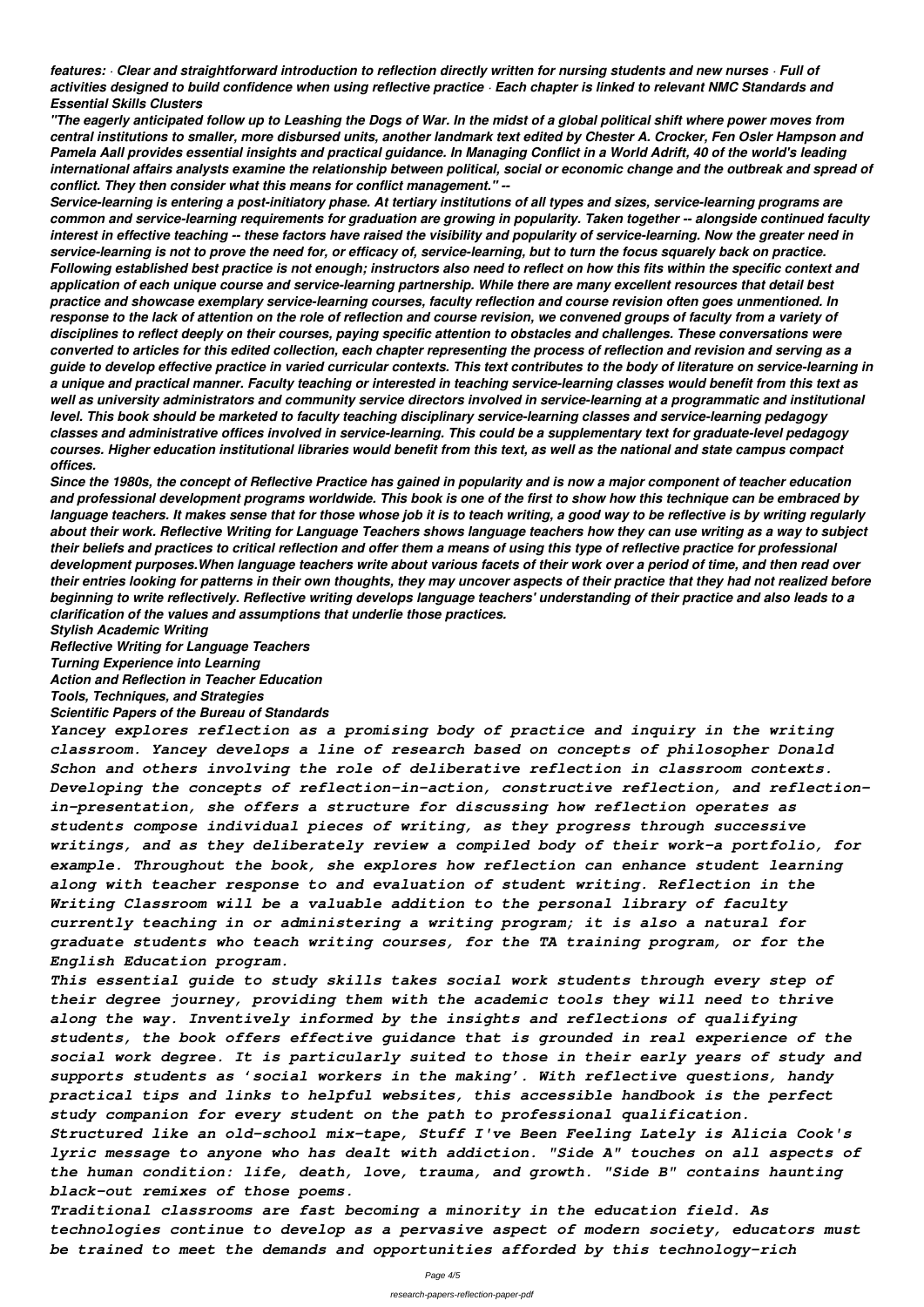***features: · Clear and straightforward introduction to reflection directly written for nursing students and new nurses · Full of activities designed to build confidence when using reflective practice · Each chapter is linked to relevant NMC Standards and Essential Skills Clusters***

***"The eagerly anticipated follow up to Leashing the Dogs of War. In the midst of a global political shift where power moves from central institutions to smaller, more disbursed units, another landmark text edited by Chester A. Crocker, Fen Osler Hampson and Pamela Aall provides essential insights and practical guidance. In Managing Conflict in a World Adrift, 40 of the world's leading international affairs analysts examine the relationship between political, social or economic change and the outbreak and spread of conflict. They then consider what this means for conflict management." --***

***Service-learning is entering a post-initiatory phase. At tertiary institutions of all types and sizes, service-learning programs are common and service-learning requirements for graduation are growing in popularity. Taken together -- alongside continued faculty interest in effective teaching -- these factors have raised the visibility and popularity of service-learning. Now the greater need in service-learning is not to prove the need for, or efficacy of, service-learning, but to turn the focus squarely back on practice. Following established best practice is not enough; instructors also need to reflect on how this fits within the specific context and application of each unique course and service-learning partnership. While there are many excellent resources that detail best practice and showcase exemplary service-learning courses, faculty reflection and course revision often goes unmentioned. In response to the lack of attention on the role of reflection and course revision, we convened groups of faculty from a variety of disciplines to reflect deeply on their courses, paying specific attention to obstacles and challenges. These conversations were converted to articles for this edited collection, each chapter representing the process of reflection and revision and serving as a guide to develop effective practice in varied curricular contexts. This text contributes to the body of literature on service-learning in a unique and practical manner. Faculty teaching or interested in teaching service-learning classes would benefit from this text as well as university administrators and community service directors involved in service-learning at a programmatic and institutional level. This book should be marketed to faculty teaching disciplinary service-learning classes and service-learning pedagogy classes and administrative offices involved in service-learning. This could be a supplementary text for graduate-level pedagogy courses. Higher education institutional libraries would benefit from this text, as well as the national and state campus compact offices.***

***Since the 1980s, the concept of Reflective Practice has gained in popularity and is now a major component of teacher education and professional development programs worldwide. This book is one of the first to show how this technique can be embraced by language teachers. It makes sense that for those whose job it is to teach writing, a good way to be reflective is by writing regularly about their work. Reflective Writing for Language Teachers shows language teachers how they can use writing as a way to subject their beliefs and practices to critical reflection and offer them a means of using this type of reflective practice for professional development purposes.When language teachers write about various facets of their work over a period of time, and then read over their entries looking for patterns in their own thoughts, they may uncover aspects of their practice that they had not realized before beginning to write reflectively. Reflective writing develops language teachers' understanding of their practice and also leads to a clarification of the values and assumptions that underlie those practices.***

***Stylish Academic Writing***

***Reflective Writing for Language Teachers***

***Turning Experience into Learning***

***Action and Reflection in Teacher Education***

***Tools, Techniques, and Strategies***

***Scientific Papers of the Bureau of Standards***

***Yancey explores reflection as a promising body of practice and inquiry in the writing classroom. Yancey develops a line of research based on concepts of philosopher Donald Schon and others involving the role of deliberative reflection in classroom contexts. Developing the concepts of reflection-in-action, constructive reflection, and reflection-in-presentation, she offers a structure for discussing how reflection operates as students compose individual pieces of writing, as they progress through successive writings, and as they deliberately review a compiled body of their work-a portfolio, for example. Throughout the book, she explores how reflection can enhance student learning along with teacher response to and evaluation of student writing. Reflection in the Writing Classroom will be a valuable addition to the personal library of faculty currently teaching in or administering a writing program; it is also a natural for graduate students who teach writing courses, for the TA training program, or for the English Education program.***

***This essential guide to study skills takes social work students through every step of their degree journey, providing them with the academic tools they will need to thrive along the way. Inventively informed by the insights and reflections of qualifying students, the book offers effective guidance that is grounded in real experience of the social work degree. It is particularly suited to those in their early years of study and supports students as 'social workers in the making'. With reflective questions, handy practical tips and links to helpful websites, this accessible handbook is the perfect study companion for every student on the path to professional qualification.***

***Structured like an old-school mix-tape, Stuff I've Been Feeling Lately is Alicia Cook's lyric message to anyone who has dealt with addiction. "Side A" touches on all aspects of the human condition: life, death, love, trauma, and growth. "Side B" contains haunting black-out remixes of those poems.***

***Traditional classrooms are fast becoming a minority in the education field. As technologies continue to develop as a pervasive aspect of modern society, educators must be trained to meet the demands and opportunities afforded by this technology-rich***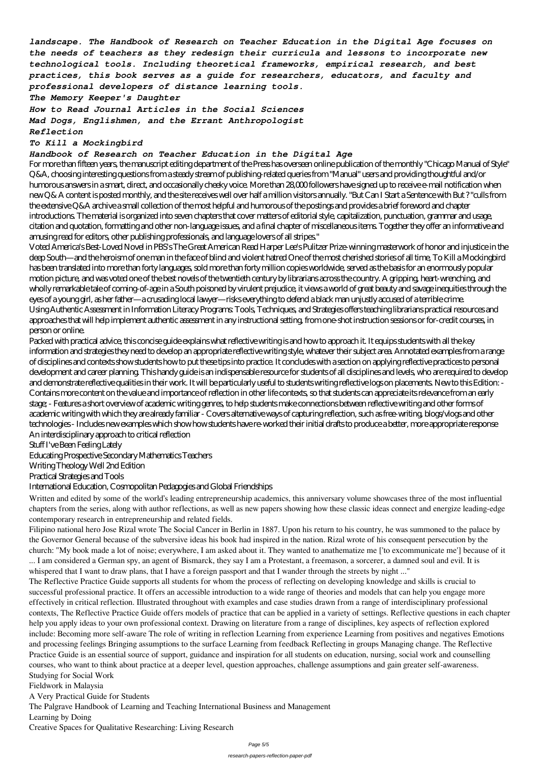*landscape. The Handbook of Research on Teacher Education in the Digital Age focuses on the needs of teachers as they redesign their curricula and lessons to incorporate new technological tools. Including theoretical frameworks, empirical research, and best practices, this book serves as a guide for researchers, educators, and faculty and professional developers of distance learning tools.*

***The Memory Keeper's Daughter***

***How to Read Journal Articles in the Social Sciences***

***Mad Dogs, Englishmen, and the Errant Anthropologist***

***Reflection***

***To Kill a Mockingbird***

***Handbook of Research on Teacher Education in the Digital Age***

For more than fifteen years, the manuscript editing department of the Press has overseen online publication of the monthly "Chicago Manual of Style" Q&A, choosing interesting questions from a steady stream of publishing-related queries from "Manual" users and providing thoughtful and/or humorous answers in a smart, direct, and occasionally cheeky voice. More than 28,000 followers have signed up to receive e-mail notification when new Q& A content is posted monthly, and the site receives well over half a million visitors annually. "But Can I Start a Sentence with But ? "culls from the extensive Q&A archive a small collection of the most helpful and humorous of the postings and provides a brief foreword and chapter introductions. The material is organized into seven chapters that cover matters of editorial style, capitalization, punctuation, grammar and usage, citation and quotation, formatting and other non-language issues, and a final chapter of miscellaneous items. Together they offer an informative and amusing read for editors, other publishing professionals, and language lovers of all stripes."

Voted America's Best-Loved Novel in PBS's The Great American Read Harper Lee's Pulitzer Prize-winning masterwork of honor and injustice in the deep South—and the heroism of one man in the face of blind and violent hatred One of the most cherished stories of all time, To Kill a Mockingbird has been translated into more than forty languages, sold more than forty million copies worldwide, served as the basis for an enormously popular motion picture, and was voted one of the best novels of the twentieth century by librarians across the country. A gripping, heart-wrenching, and wholly remarkable tale of coming-of-age in a South poisoned by virulent prejudice, it views a world of great beauty and savage inequities through the eyes of a young girl, as her father—a crusading local lawyer—risks everything to defend a black man unjustly accused of a terrible crime.

Using Authentic Assessment in Information Literacy Programs: Tools, Techniques, and Strategies offers teaching librarians practical resources and approaches that will help implement authentic assessment in any instructional setting, from one-shot instruction sessions or for-credit courses, in person or online.

Packed with practical advice, this concise guide explains what reflective writing is and how to approach it. It equips students with all the key information and strategies they need to develop an appropriate reflective writing style, whatever their subject area. Annotated examples from a range of disciplines and contexts show students how to put these tips into practice. It concludes with a section on applying reflective practices to personal development and career planning. This handy guide is an indispensable resource for students of all disciplines and levels, who are required to develop and demonstrate reflective qualities in their work. It will be particularly useful to students writing reflective logs on placements. New to this Edition: - Contains more content on the value and importance of reflection in other life contexts, so that students can appreciate its relevance from an early stage; - Features a short overview of academic writing genres, to help students make connections between reflective writing and other forms of academic writing with which they are already familiar - Covers alternative ways of capturing reflection, such as free-writing, blogs/vlogs and other technologies - Includes new examples which show how students have re-worked their initial drafts to produce a better, more appropriate response

An interdisciplinary approach to critical reflection

Stuff I've Been Feeling Lately

Educating Prospective Secondary Mathematics Teachers

Writing Theology Well 2nd Edition

Practical Strategies and Tools

International Education, Cosmopolitan Pedagogies and Global Friendships

Written and edited by some of the world's leading entrepreneurship academics, this anniversary volume showcases three of the most influential chapters from the series, along with author reflections, as well as new papers showing how these classic ideas connect and energize leading-edge contemporary research in entrepreneurship and related fields.

Filipino national hero Jose Rizal wrote The Social Cancer in Berlin in 1887. Upon his return to his country, he was summoned to the palace by the Governor General because of the subversive ideas his book had inspired in the nation. Rizal wrote of his consequent persecution by the church: "My book made a lot of noise; everywhere, I am asked about it. They wanted to anathematize me ['to excommunicate me'] because of it ... I am considered a German spy, an agent of Bismarck, they say I am a Protestant, a freemason, a sorcerer, a damned soul and evil. It is whispered that I want to draw plans, that I have a foreign passport and that I wander through the streets by night ..."

The Reflective Practice Guide supports all students for whom the process of reflecting on developing knowledge and skills is crucial to successful professional practice. It offers an accessible introduction to a wide range of theories and models that can help you engage more effectively in critical reflection. Illustrated throughout with examples and case studies drawn from a range of interdisciplinary professional contexts, The Reflective Practice Guide offers models of practice that can be applied in a variety of settings. Reflective questions in each chapter help you apply ideas to your own professional context. Drawing on literature from a range of disciplines, key aspects of reflection explored include: Becoming more self-aware The role of writing in reflection Learning from experience Learning from positives and negatives Emotions and processing feelings Bringing assumptions to the surface Learning from feedback Reflecting in groups Managing change. The Reflective Practice Guide is an essential source of support, guidance and inspiration for all students on education, nursing, social work and counselling courses, who want to think about practice at a deeper level, question approaches, challenge assumptions and gain greater self-awareness.

Studying for Social Work

Fieldwork in Malaysia

A Very Practical Guide for Students

The Palgrave Handbook of Learning and Teaching International Business and Management

Learning by Doing

Creative Spaces for Qualitative Researching: Living Research